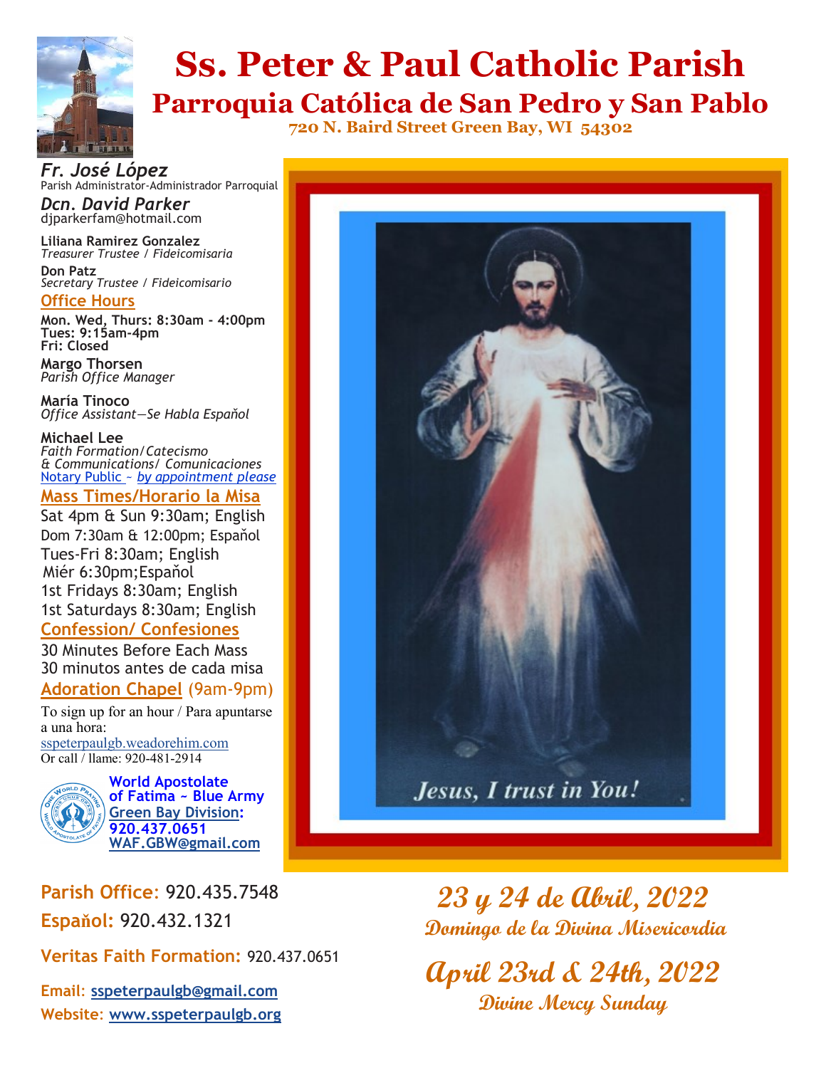# Ss. Peter & Paul Catholic Parish

## Parroquia Católica de San Pedro y San Pablo

720 N. Baird Street Green Bay, WI 54302

***Fr. José López***
Parish Administrator-Administrador Parroquial

***Dcn. David Parker***
djparkerfam@hotmail.com

**Liliana Ramirez Gonzalez**
*Treasurer Trustee / Fideicomisaria*

**Don Patz**
*Secretary Trustee / Fideicomisario*

### Office Hours

**Mon. Wed, Thurs: 8:30am - 4:00pm**
**Tues: 9:15am-4pm**
**Fri: Closed**

**Margo Thorsen**
*Parish Office Manager*

**María Tinoco**
*Office Assistant—Se Habla Espaňol*

**Michael Lee**
*Faith Formation/ Catecismo*
*& Communications/ Comunicaciones*
Notary Public ~ *by appointment please*

### Mass Times/Horario la Misa

Sat 4pm & Sun 9:30am; English
Dom 7:30am & 12:00pm; Espaňol
Tues-Fri 8:30am; English
Miér 6:30pm;Espaňol
1st Fridays 8:30am; English
1st Saturdays 8:30am; English

### Confession/ Confesiones

30 Minutes Before Each Mass
30 minutos antes de cada misa

### Adoration Chapel (9am-9pm)

To sign up for an hour / Para apuntarse a una hora:
sspeterpaulgb.weadorehim.com
Or call / llame: 920-481-2914

**World Apostolate of Fatima ~ Blue Army Green Bay Division: 920.437.0651 WAF.GBW@gmail.com**

**Parish Office:** 920.435.7548
**Espaňol:** 920.432.1321
**Veritas Faith Formation:** 920.437.0651
**Email:** sspeterpaulgb@gmail.com
**Website:** www.sspeterpaulgb.org

*Jesus, I trust in You!*

## 23 y 24 de Abril, 2022

### Domingo de la Divina Misericordia

## April 23rd & 24th, 2022

### Divine Mercy Sunday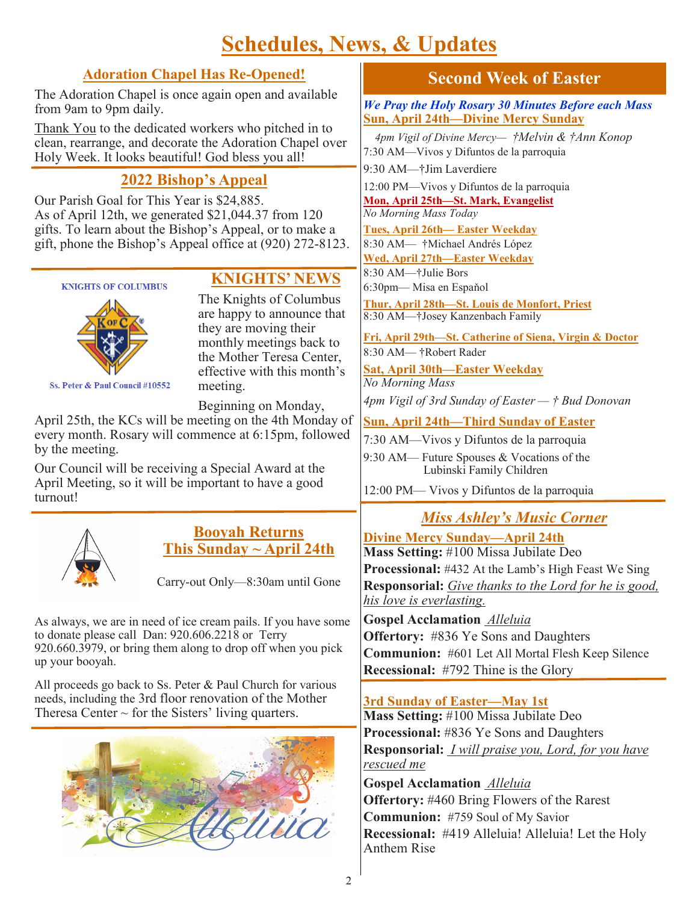# Schedules, News, & Updates

## Adoration Chapel Has Re-Opened!

The Adoration Chapel is once again open and available from 9am to 9pm daily.

Thank You to the dedicated workers who pitched in to clean, rearrange, and decorate the Adoration Chapel over Holy Week. It looks beautiful! God bless you all!

## 2022 Bishop's Appeal

Our Parish Goal for This Year is $24,885.
As of April 12th, we generated $21,044.37 from 120 gifts. To learn about the Bishop's Appeal, or to make a gift, phone the Bishop's Appeal office at (920) 272-8123.

## KNIGHTS' NEWS

KNIGHTS OF COLUMBUS

Ss. Peter & Paul Council #10552

The Knights of Columbus are happy to announce that they are moving their monthly meetings back to the Mother Teresa Center, effective with this month's meeting.

Beginning on Monday, April 25th, the KCs will be meeting on the 4th Monday of every month. Rosary will commence at 6:15pm, followed by the meeting.

Our Council will be receiving a Special Award at the April Meeting, so it will be important to have a good turnout!

## Booyah Returns This Sunday ~ April 24th

Carry-out Only—8:30am until Gone

As always, we are in need of ice cream pails. If you have some to donate please call Dan: 920.606.2218 or Terry 920.660.3979, or bring them along to drop off when you pick up your booyah.

All proceeds go back to Ss. Peter & Paul Church for various needs, including the 3rd floor renovation of the Mother Theresa Center ~ for the Sisters' living quarters.

## Second Week of Easter

***We Pray the Holy Rosary 30 Minutes Before each Mass***

**Sun, April 24th—Divine Mercy Sunday**

*4pm Vigil of Divine Mercy— †Melvin & †Ann Konop*
7:30 AM—Vivos y Difuntos de la parroquia
9:30 AM—†Jim Laverdiere
12:00 PM—Vivos y Difuntos de la parroquia

**Mon, April 25th—St. Mark, Evangelist**
*No Morning Mass Today*

**Tues, April 26th— Easter Weekday**
8:30 AM— †Michael Andrés López

**Wed, April 27th—Easter Weekday**
8:30 AM—†Julie Bors
6:30pm— Misa en Espaňol

**Thur, April 28th—St. Louis de Monfort, Priest**
8:30 AM—†Josey Kanzenbach Family

**Fri, April 29th—St. Catherine of Siena, Virgin & Doctor**
8:30 AM— †Robert Rader

**Sat, April 30th—Easter Weekday**
*No Morning Mass*
*4pm Vigil of 3rd Sunday of Easter — † Bud Donovan*

**Sun, April 24th—Third Sunday of Easter**
7:30 AM—Vivos y Difuntos de la parroquia
9:30 AM— Future Spouses & Vocations of the Lubinski Family Children
12:00 PM— Vivos y Difuntos de la parroquia

## Miss Ashley's Music Corner

**Divine Mercy Sunday—April 24th**

**Mass Setting:** #100 Missa Jubilate Deo
**Processional:** #432 At the Lamb's High Feast We Sing
**Responsorial:** *Give thanks to the Lord for he is good, his love is everlasting.*
**Gospel Acclamation** *Alleluia*
**Offertory:** #836 Ye Sons and Daughters
**Communion:** #601 Let All Mortal Flesh Keep Silence
**Recessional:** #792 Thine is the Glory

**3rd Sunday of Easter—May 1st**

**Mass Setting:** #100 Missa Jubilate Deo
**Processional:** #836 Ye Sons and Daughters
**Responsorial:** *I will praise you, Lord, for you have rescued me*
**Gospel Acclamation** *Alleluia*
**Offertory:** #460 Bring Flowers of the Rarest
**Communion:** #759 Soul of My Savior
**Recessional:** #419 Alleluia! Alleluia! Let the Holy Anthem Rise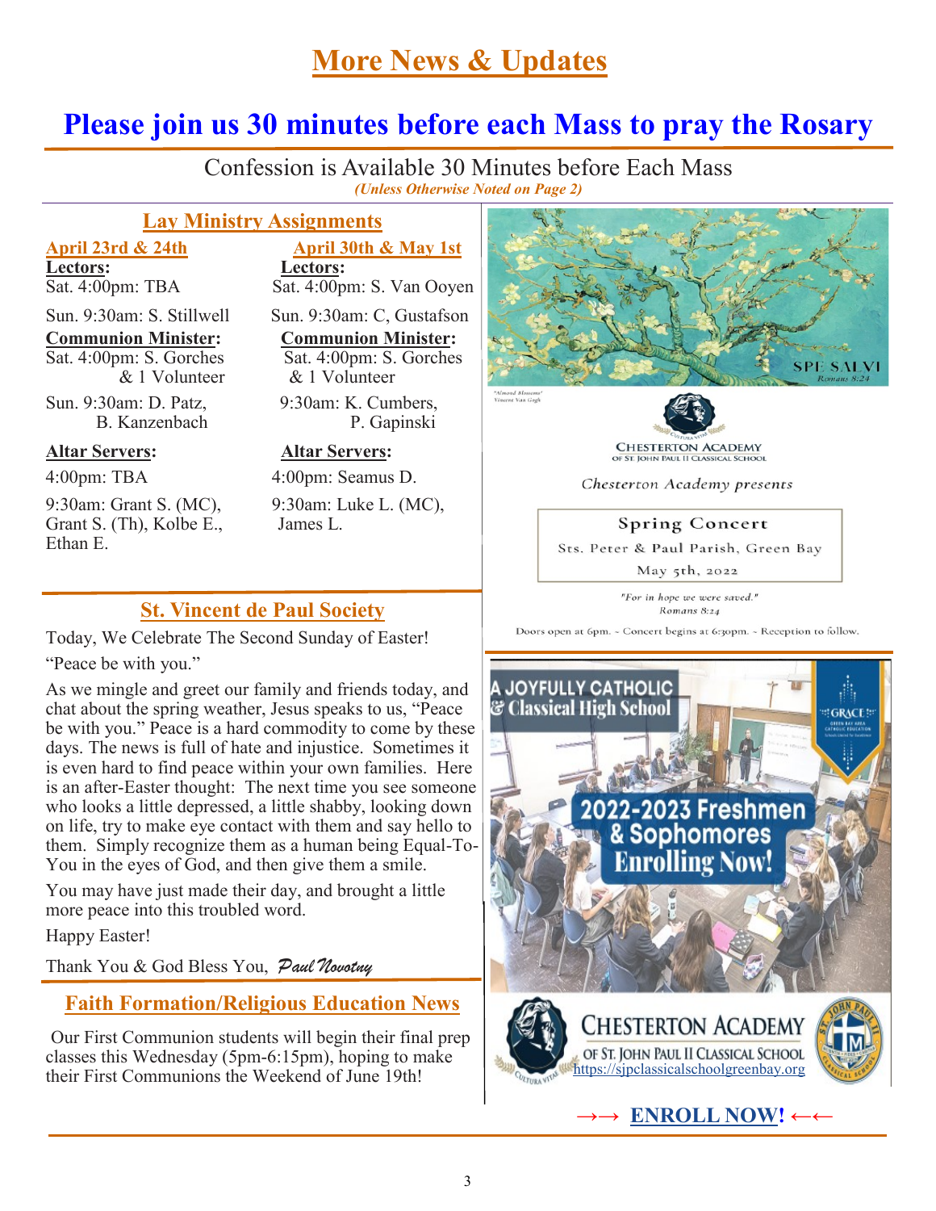# More News & Updates

## Please join us 30 minutes before each Mass to pray the Rosary

Confession is Available 30 Minutes before Each Mass
*(Unless Otherwise Noted on Page 2)*

## Lay Ministry Assignments

### April 23rd & 24th

**Lectors:**
Sat. 4:00pm: TBA
Sun. 9:30am: S. Stillwell

**Communion Minister:**
Sat. 4:00pm: S. Gorches & 1 Volunteer
Sun. 9:30am: D. Patz, B. Kanzenbach

**Altar Servers:**
4:00pm: TBA
9:30am: Grant S. (MC), Grant S. (Th), Kolbe E., Ethan E.

### April 30th & May 1st

**Lectors:**
Sat. 4:00pm: S. Van Ooyen
Sun. 9:30am: C, Gustafson

**Communion Minister:**
Sat. 4:00pm: S. Gorches & 1 Volunteer
9:30am: K. Cumbers, P. Gapinski

**Altar Servers:**
4:00pm: Seamus D.
9:30am: Luke L. (MC), James L.

## St. Vincent de Paul Society

Today, We Celebrate The Second Sunday of Easter!

"Peace be with you."

As we mingle and greet our family and friends today, and chat about the spring weather, Jesus speaks to us, "Peace be with you." Peace is a hard commodity to come by these days. The news is full of hate and injustice. Sometimes it is even hard to find peace within your own families. Here is an after-Easter thought: The next time you see someone who looks a little depressed, a little shabby, looking down on life, try to make eye contact with them and say hello to them. Simply recognize them as a human being Equal-To-You in the eyes of God, and then give them a smile.

You may have just made their day, and brought a little more peace into this troubled word.

Happy Easter!

Thank You & God Bless You, *Paul Novotny*

## Faith Formation/Religious Education News

Our First Communion students will begin their final prep classes this Wednesday (5pm-6:15pm), hoping to make their First Communions the Weekend of June 19th!

---

SPE SALVI
Romans 8:24

"Almond Blossoms" Vincent Van Gogh

CHESTERTON ACADEMY OF ST. JOHN PAUL II CLASSICAL SCHOOL

*Chesterton Academy presents*

**Spring Concert**
Sts. Peter & Paul Parish, Green Bay
May 5th, 2022

*"For in hope we were saved."*
*Romans 8:24*

Doors open at 6pm. ~ Concert begins at 6:30pm. ~ Reception to follow.

---

A JOYFULLY CATHOLIC & Classical High School

**2022-2023 Freshmen & Sophomores Enrolling Now!**

CHESTERTON ACADEMY OF ST. JOHN PAUL II CLASSICAL SCHOOL
https://sjpclassicalschoolgreenbay.org

→→ **ENROLL NOW!** ←←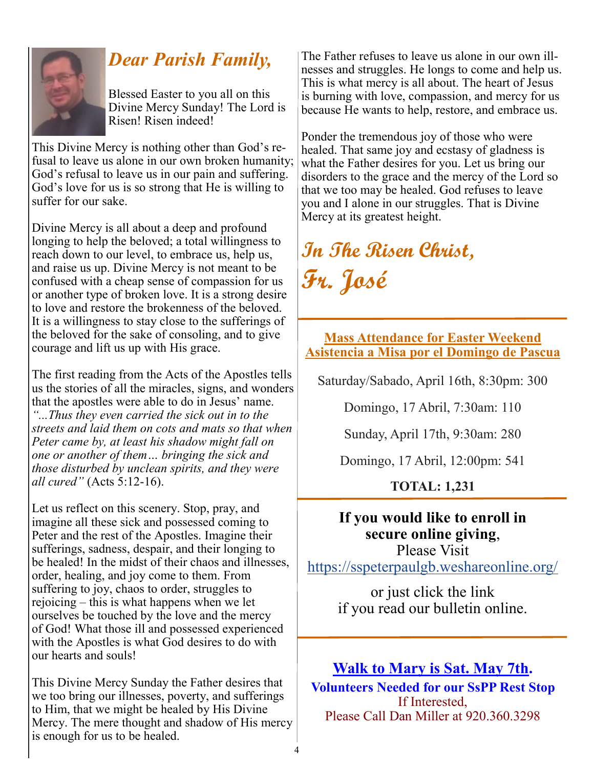# *Dear Parish Family,*

Blessed Easter to you all on this Divine Mercy Sunday! The Lord is Risen! Risen indeed!

This Divine Mercy is nothing other than God's refusal to leave us alone in our own broken humanity; God's refusal to leave us in our pain and suffering. God's love for us is so strong that He is willing to suffer for our sake.

Divine Mercy is all about a deep and profound longing to help the beloved; a total willingness to reach down to our level, to embrace us, help us, and raise us up. Divine Mercy is not meant to be confused with a cheap sense of compassion for us or another type of broken love. It is a strong desire to love and restore the brokenness of the beloved. It is a willingness to stay close to the sufferings of the beloved for the sake of consoling, and to give courage and lift us up with His grace.

The first reading from the Acts of the Apostles tells us the stories of all the miracles, signs, and wonders that the apostles were able to do in Jesus' name. *"…Thus they even carried the sick out in to the streets and laid them on cots and mats so that when Peter came by, at least his shadow might fall on one or another of them… bringing the sick and those disturbed by unclean spirits, and they were all cured"* (Acts 5:12-16).

Let us reflect on this scenery. Stop, pray, and imagine all these sick and possessed coming to Peter and the rest of the Apostles. Imagine their sufferings, sadness, despair, and their longing to be healed! In the midst of their chaos and illnesses, order, healing, and joy come to them. From suffering to joy, chaos to order, struggles to rejoicing – this is what happens when we let ourselves be touched by the love and the mercy of God! What those ill and possessed experienced with the Apostles is what God desires to do with our hearts and souls!

This Divine Mercy Sunday the Father desires that we too bring our illnesses, poverty, and sufferings to Him, that we might be healed by His Divine Mercy. The mere thought and shadow of His mercy is enough for us to be healed.

The Father refuses to leave us alone in our own illnesses and struggles. He longs to come and help us. This is what mercy is all about. The heart of Jesus is burning with love, compassion, and mercy for us because He wants to help, restore, and embrace us.

Ponder the tremendous joy of those who were healed. That same joy and ecstasy of gladness is what the Father desires for you. Let us bring our disorders to the grace and the mercy of the Lord so that we too may be healed. God refuses to leave you and I alone in our struggles. That is Divine Mercy at its greatest height.

***In The Risen Christ,***
***Fr. José***

---

## Mass Attendance for Easter Weekend
## Asistencia a Misa por el Domingo de Pascua

Saturday/Sabado, April 16th, 8:30pm: 300

Domingo, 17 Abril, 7:30am: 110

Sunday, April 17th, 9:30am: 280

Domingo, 17 Abril, 12:00pm: 541

**TOTAL: 1,231**

---

**If you would like to enroll in secure online giving**, Please Visit
https://sspeterpaulgb.weshareonline.org/

or just click the link if you read our bulletin online.

---

**Walk to Mary is Sat. May 7th.**

**Volunteers Needed for our SsPP Rest Stop**
If Interested,
Please Call Dan Miller at 920.360.3298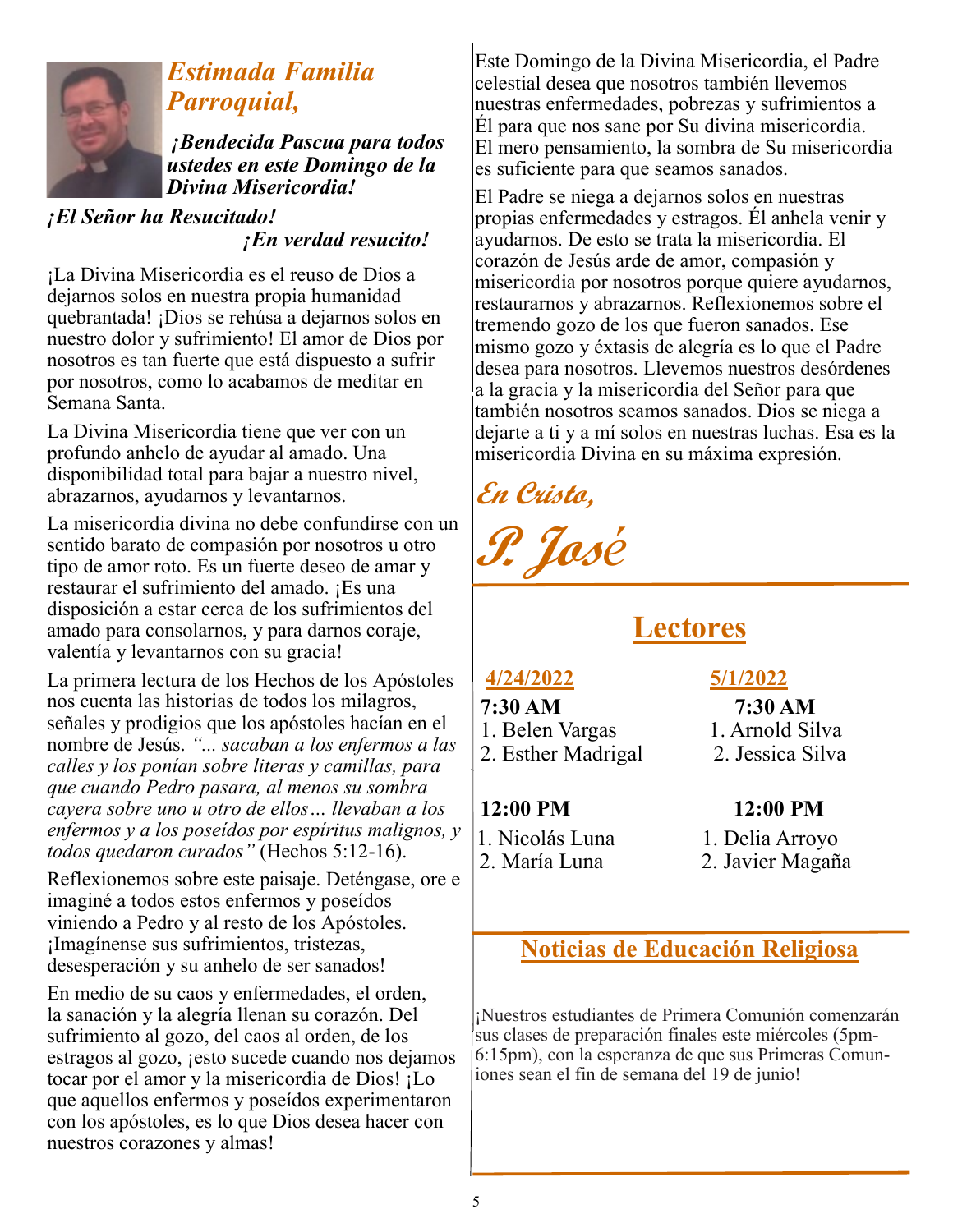## *Estimada Familia Parroquial,*

***¡Bendecida Pascua para todos ustedes en este Domingo de la Divina Misericordia!***

***¡El Señor ha Resucitado! ¡En verdad resucito!***

¡La Divina Misericordia es el reuso de Dios a dejarnos solos en nuestra propia humanidad quebrantada! ¡Dios se rehúsa a dejarnos solos en nuestro dolor y sufrimiento! El amor de Dios por nosotros es tan fuerte que está dispuesto a sufrir por nosotros, como lo acabamos de meditar en Semana Santa.

La Divina Misericordia tiene que ver con un profundo anhelo de ayudar al amado. Una disponibilidad total para bajar a nuestro nivel, abrazarnos, ayudarnos y levantarnos.

La misericordia divina no debe confundirse con un sentido barato de compasión por nosotros u otro tipo de amor roto. Es un fuerte deseo de amar y restaurar el sufrimiento del amado. ¡Es una disposición a estar cerca de los sufrimientos del amado para consolarnos, y para darnos coraje, valentía y levantarnos con su gracia!

La primera lectura de los Hechos de los Apóstoles nos cuenta las historias de todos los milagros, señales y prodigios que los apóstoles hacían en el nombre de Jesús. *"... sacaban a los enfermos a las calles y los ponían sobre literas y camillas, para que cuando Pedro pasara, al menos su sombra cayera sobre uno u otro de ellos… llevaban a los enfermos y a los poseídos por espíritus malignos, y todos quedaron curados"* (Hechos 5:12-16).

Reflexionemos sobre este paisaje. Deténgase, ore e imaginé a todos estos enfermos y poseídos viniendo a Pedro y al resto de los Apóstoles. ¡Imagínense sus sufrimientos, tristezas, desesperación y su anhelo de ser sanados!

En medio de su caos y enfermedades, el orden, la sanación y la alegría llenan su corazón. Del sufrimiento al gozo, del caos al orden, de los estragos al gozo, ¡esto sucede cuando nos dejamos tocar por el amor y la misericordia de Dios! ¡Lo que aquellos enfermos y poseídos experimentaron con los apóstoles, es lo que Dios desea hacer con nuestros corazones y almas!

Este Domingo de la Divina Misericordia, el Padre celestial desea que nosotros también llevemos nuestras enfermedades, pobrezas y sufrimientos a Él para que nos sane por Su divina misericordia. El mero pensamiento, la sombra de Su misericordia es suficiente para que seamos sanados.

El Padre se niega a dejarnos solos en nuestras propias enfermedades y estragos. Él anhela venir y ayudarnos. De esto se trata la misericordia. El corazón de Jesús arde de amor, compasión y misericordia por nosotros porque quiere ayudarnos, restaurarnos y abrazarnos. Reflexionemos sobre el tremendo gozo de los que fueron sanados. Ese mismo gozo y éxtasis de alegría es lo que el Padre desea para nosotros. Llevemos nuestros desórdenes a la gracia y la misericordia del Señor para que también nosotros seamos sanados. Dios se niega a dejarte a ti y a mí solos en nuestras luchas. Esa es la misericordia Divina en su máxima expresión.

*En Cristo,*

*P. José*

## Lectores

| 4/24/2022 | 5/1/2022 |
|---|---|
| **7:30 AM** | **7:30 AM** |
| 1. Belen Vargas | 1. Arnold Silva |
| 2. Esther Madrigal | 2. Jessica Silva |
| **12:00 PM** | **12:00 PM** |
| 1. Nicolás Luna | 1. Delia Arroyo |
| 2. María Luna | 2. Javier Magaña |

## Noticias de Educación Religiosa

¡Nuestros estudiantes de Primera Comunión comenzarán sus clases de preparación finales este miércoles (5pm-6:15pm), con la esperanza de que sus Primeras Comuniones sean el fin de semana del 19 de junio!